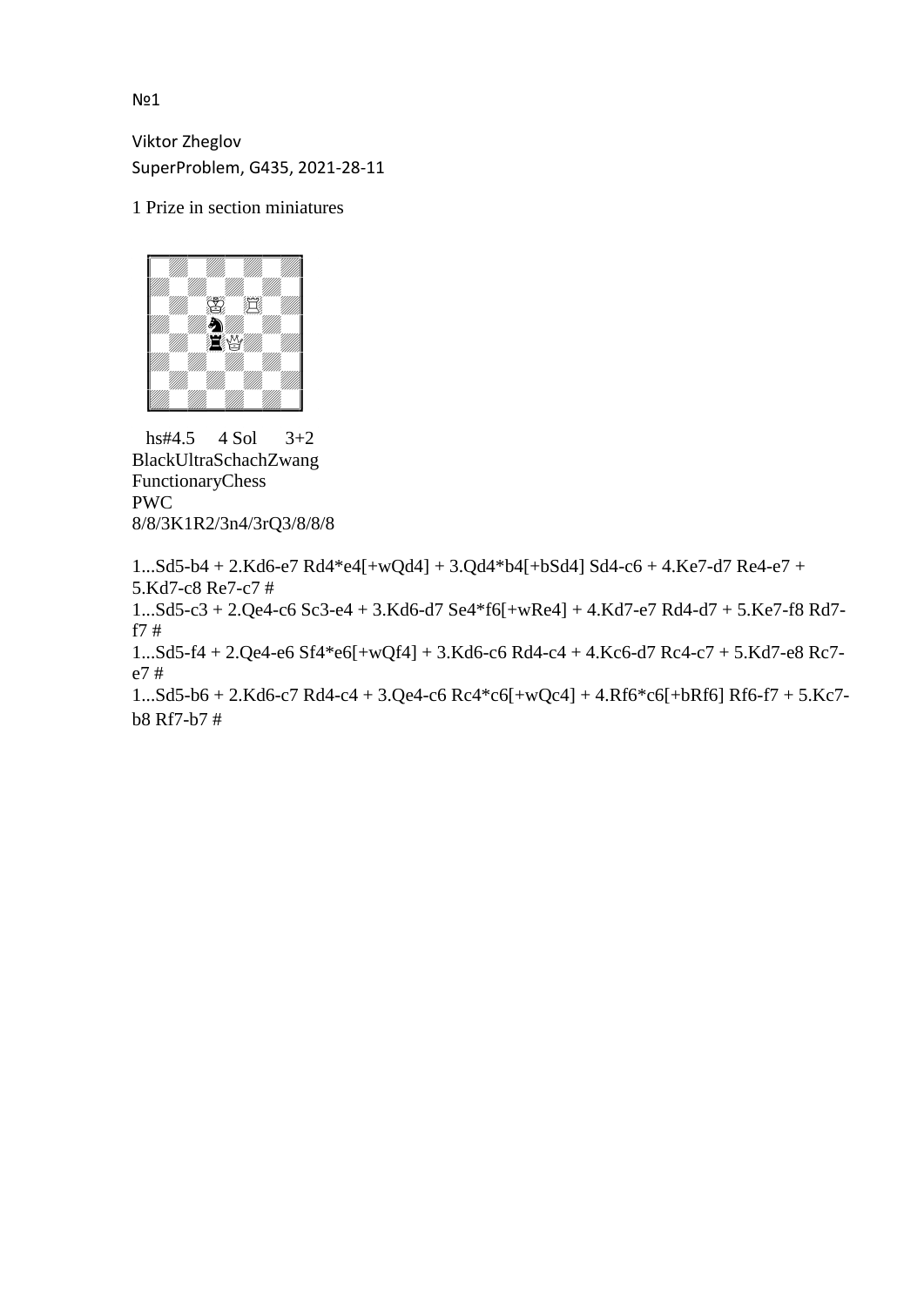№1

Viktor Zheglov
SuperProblem, G435, 2021-28-11

1 Prize in section miniatures

hs#4.5 4 Sol 3+2
BlackUltraSchachZwang
FunctionaryChess
PWC
8/8/3K1R2/3n4/3rQ3/8/8/8

1...Sd5-b4 + 2.Kd6-e7 Rd4*e4[+wQd4] + 3.Qd4*b4[+bSd4] Sd4-c6 + 4.Ke7-d7 Re4-e7 + 5.Kd7-c8 Re7-c7 #

1...Sd5-c3 + 2.Qe4-c6 Sc3-e4 + 3.Kd6-d7 Se4*f6[+wRe4] + 4.Kd7-e7 Rd4-d7 + 5.Ke7-f8 Rd7-f7 #

1...Sd5-f4 + 2.Qe4-e6 Sf4*e6[+wQf4] + 3.Kd6-c6 Rd4-c4 + 4.Kc6-d7 Rc4-c7 + 5.Kd7-e8 Rc7-e7 #

1...Sd5-b6 + 2.Kd6-c7 Rd4-c4 + 3.Qe4-c6 Rc4*c6[+wQc4] + 4.Rf6*c6[+bRf6] Rf6-f7 + 5.Kc7-b8 Rf7-b7 #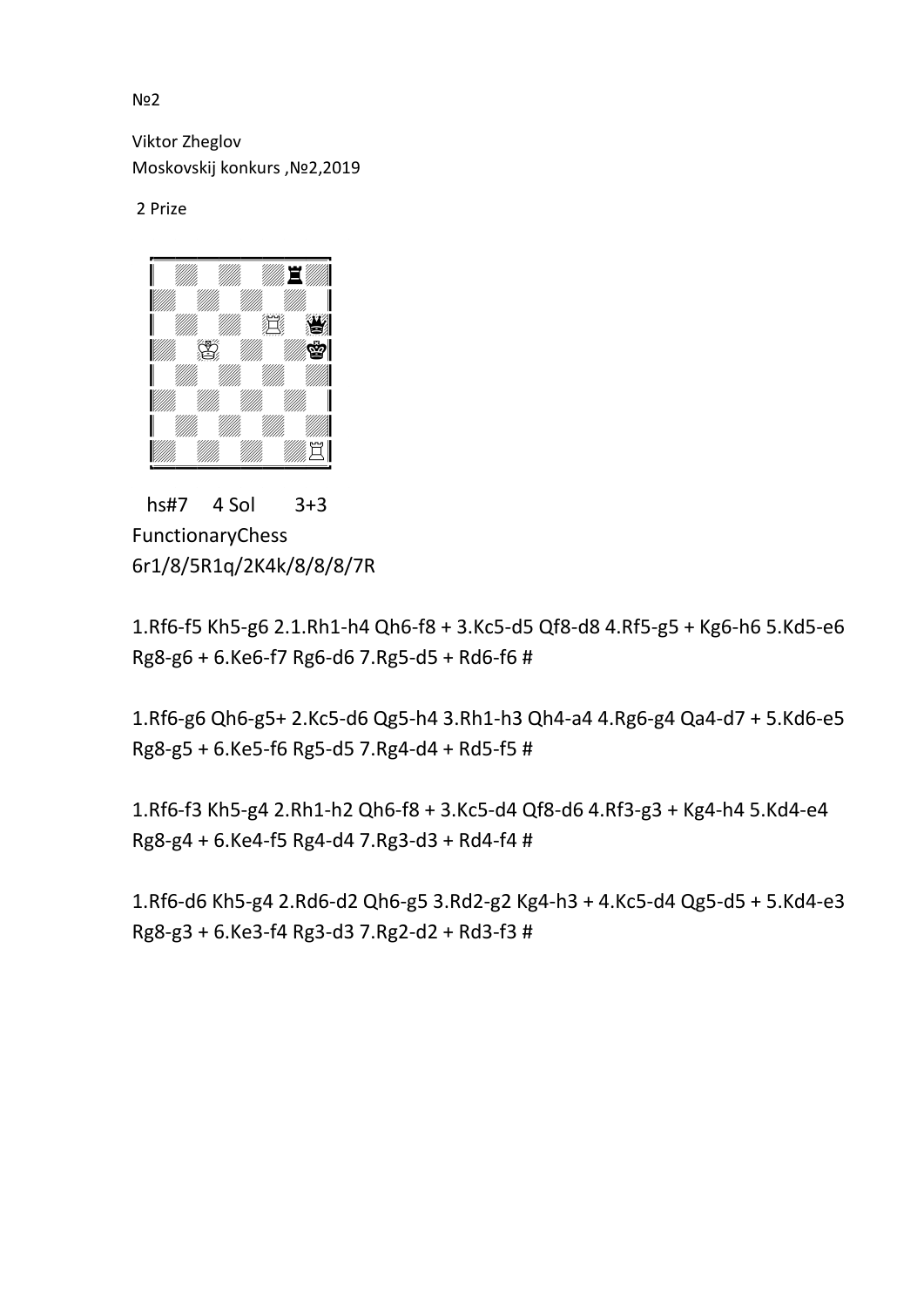№2

Viktor Zheglov
Moskovskij konkurs ,№2,2019

2 Prize

hs#7 4 Sol 3+3
FunctionaryChess
6r1/8/5R1q/2K4k/8/8/8/7R

1.Rf6-f5 Kh5-g6 2.1.Rh1-h4 Qh6-f8 + 3.Kc5-d5 Qf8-d8 4.Rf5-g5 + Kg6-h6 5.Kd5-e6 Rg8-g6 + 6.Ke6-f7 Rg6-d6 7.Rg5-d5 + Rd6-f6 #

1.Rf6-g6 Qh6-g5+ 2.Kc5-d6 Qg5-h4 3.Rh1-h3 Qh4-a4 4.Rg6-g4 Qa4-d7 + 5.Kd6-e5 Rg8-g5 + 6.Ke5-f6 Rg5-d5 7.Rg4-d4 + Rd5-f5 #

1.Rf6-f3 Kh5-g4 2.Rh1-h2 Qh6-f8 + 3.Kc5-d4 Qf8-d6 4.Rf3-g3 + Kg4-h4 5.Kd4-e4 Rg8-g4 + 6.Ke4-f5 Rg4-d4 7.Rg3-d3 + Rd4-f4 #

1.Rf6-d6 Kh5-g4 2.Rd6-d2 Qh6-g5 3.Rd2-g2 Kg4-h3 + 4.Kc5-d4 Qg5-d5 + 5.Kd4-e3 Rg8-g3 + 6.Ke3-f4 Rg3-d3 7.Rg2-d2 + Rd3-f3 #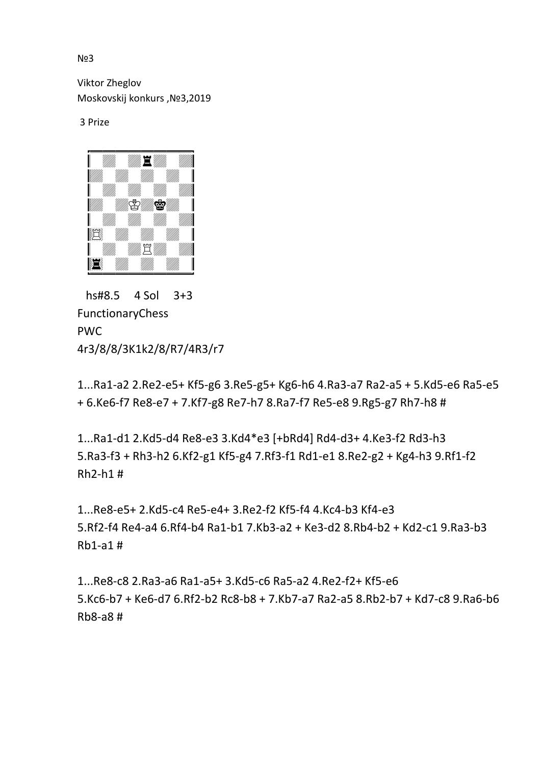№3

Viktor Zheglov
Moskovskij konkurs ,№3,2019

3 Prize

hs#8.5 4 Sol 3+3
FunctionaryChess
PWC
4r3/8/8/3K1k2/8/R7/4R3/r7

1...Ra1-a2 2.Re2-e5+ Kf5-g6 3.Re5-g5+ Kg6-h6 4.Ra3-a7 Ra2-a5 + 5.Kd5-e6 Ra5-e5 + 6.Ke6-f7 Re8-e7 + 7.Kf7-g8 Re7-h7 8.Ra7-f7 Re5-e8 9.Rg5-g7 Rh7-h8 #

1...Ra1-d1 2.Kd5-d4 Re8-e3 3.Kd4*e3 [+bRd4] Rd4-d3+ 4.Ke3-f2 Rd3-h3 5.Ra3-f3 + Rh3-h2 6.Kf2-g1 Kf5-g4 7.Rf3-f1 Rd1-e1 8.Re2-g2 + Kg4-h3 9.Rf1-f2 Rh2-h1 #

1...Re8-e5+ 2.Kd5-c4 Re5-e4+ 3.Re2-f2 Kf5-f4 4.Kc4-b3 Kf4-e3 5.Rf2-f4 Re4-a4 6.Rf4-b4 Ra1-b1 7.Kb3-a2 + Ke3-d2 8.Rb4-b2 + Kd2-c1 9.Ra3-b3 Rb1-a1 #

1...Re8-c8 2.Ra3-a6 Ra1-a5+ 3.Kd5-c6 Ra5-a2 4.Re2-f2+ Kf5-e6 5.Kc6-b7 + Ke6-d7 6.Rf2-b2 Rc8-b8 + 7.Kb7-a7 Ra2-a5 8.Rb2-b7 + Kd7-c8 9.Ra6-b6 Rb8-a8 #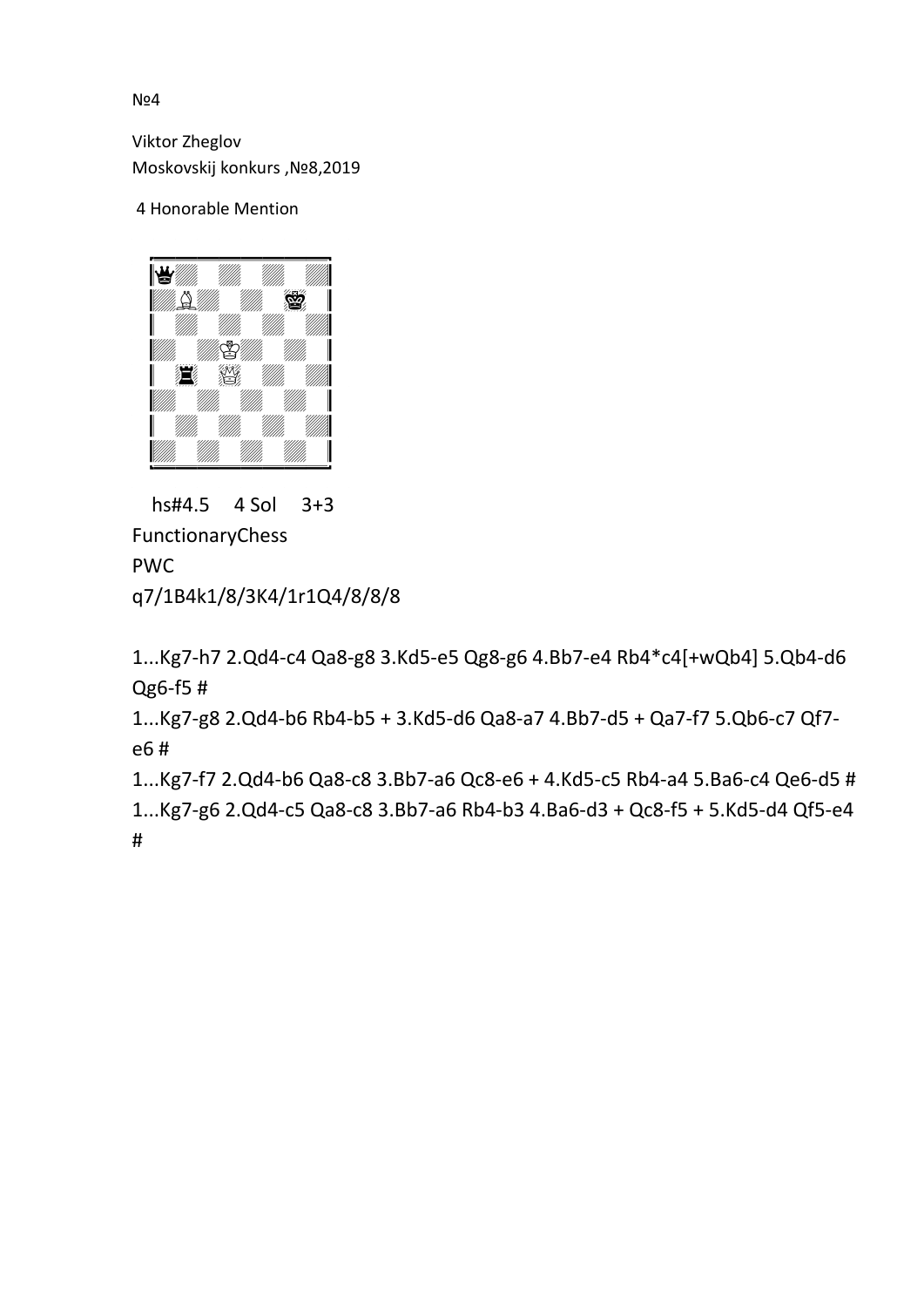№4

Viktor Zheglov
Moskovskij konkurs ,№8,2019

4 Honorable Mention

hs#4.5 4 Sol 3+3
FunctionaryChess
PWC
q7/1B4k1/8/3K4/1r1Q4/8/8/8

1...Kg7-h7 2.Qd4-c4 Qa8-g8 3.Kd5-e5 Qg8-g6 4.Bb7-e4 Rb4*c4[+wQb4] 5.Qb4-d6 Qg6-f5 #

1...Kg7-g8 2.Qd4-b6 Rb4-b5 + 3.Kd5-d6 Qa8-a7 4.Bb7-d5 + Qa7-f7 5.Qb6-c7 Qf7-e6 #

1...Kg7-f7 2.Qd4-b6 Qa8-c8 3.Bb7-a6 Qc8-e6 + 4.Kd5-c5 Rb4-a4 5.Ba6-c4 Qe6-d5 #

1...Kg7-g6 2.Qd4-c5 Qa8-c8 3.Bb7-a6 Rb4-b3 4.Ba6-d3 + Qc8-f5 + 5.Kd5-d4 Qf5-e4 #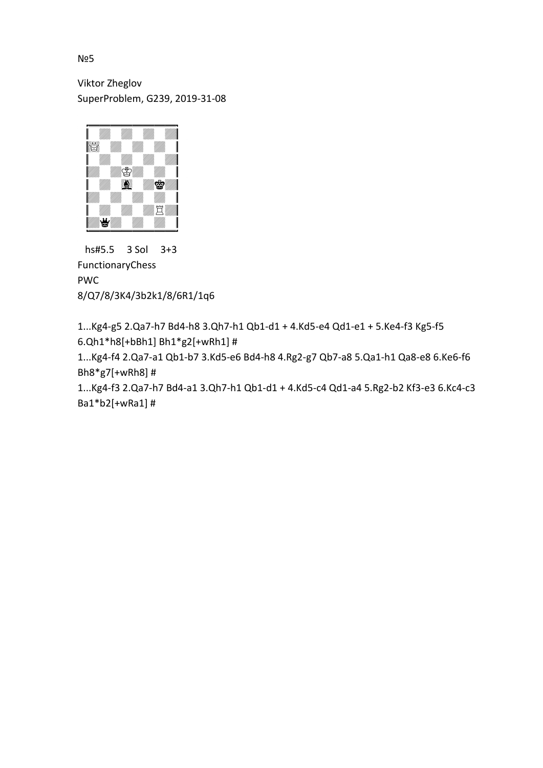№5

Viktor Zheglov
SuperProblem, G239, 2019-31-08

hs#5.5 3 Sol 3+3
FunctionaryChess
PWC
8/Q7/8/3K4/3b2k1/8/6R1/1q6

1...Kg4-g5 2.Qa7-h7 Bd4-h8 3.Qh7-h1 Qb1-d1 + 4.Kd5-e4 Qd1-e1 + 5.Ke4-f3 Kg5-f5 6.Qh1*h8[+bBh1] Bh1*g2[+wRh1] #

1...Kg4-f4 2.Qa7-a1 Qb1-b7 3.Kd5-e6 Bd4-h8 4.Rg2-g7 Qb7-a8 5.Qa1-h1 Qa8-e8 6.Ke6-f6 Bh8*g7[+wRh8] #

1...Kg4-f3 2.Qa7-h7 Bd4-a1 3.Qh7-h1 Qb1-d1 + 4.Kd5-c4 Qd1-a4 5.Rg2-b2 Kf3-e3 6.Kc4-c3 Ba1*b2[+wRa1] #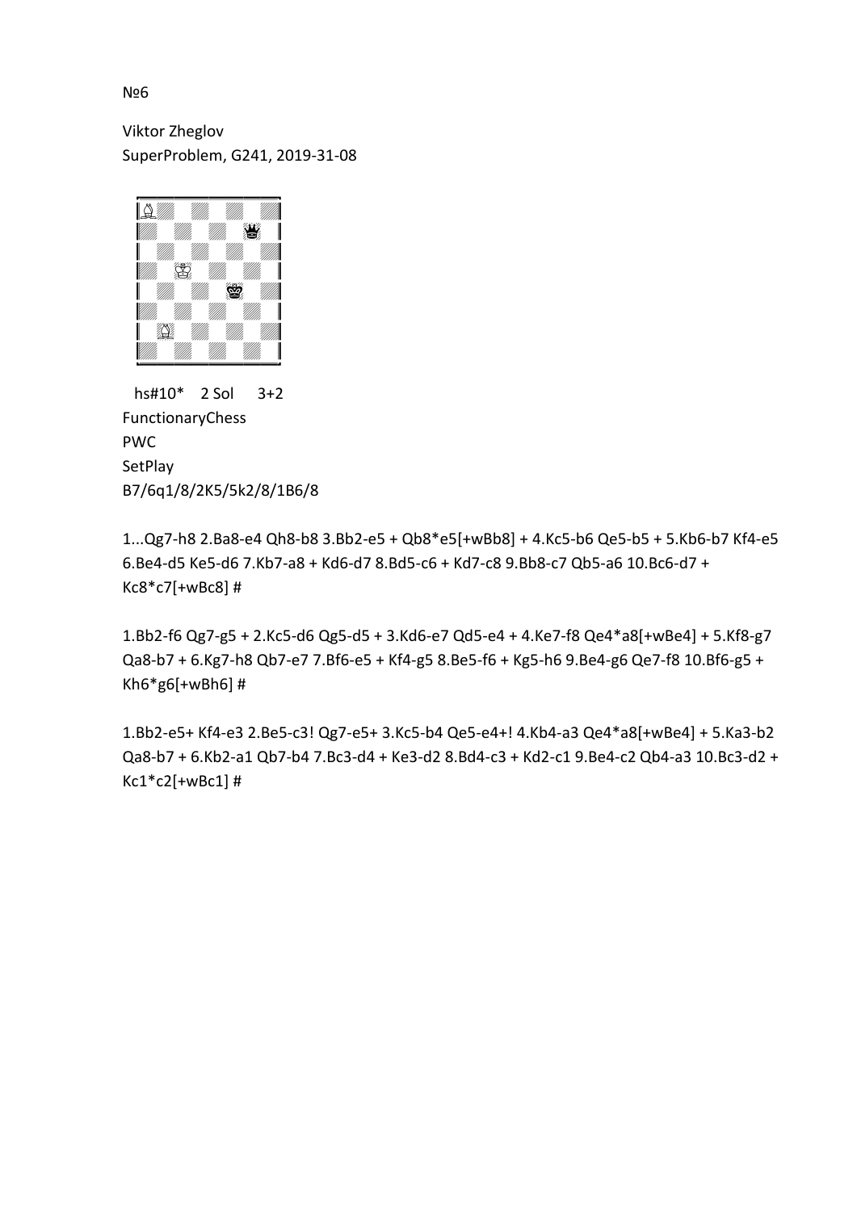№6

Viktor Zheglov
SuperProblem, G241, 2019-31-08

hs#10* 2 Sol 3+2
FunctionaryChess
PWC
SetPlay
B7/6q1/8/2K5/5k2/8/1B6/8

1...Qg7-h8 2.Ba8-e4 Qh8-b8 3.Bb2-e5 + Qb8*e5[+wBb8] + 4.Kc5-b6 Qe5-b5 + 5.Kb6-b7 Kf4-e5 6.Be4-d5 Ke5-d6 7.Kb7-a8 + Kd6-d7 8.Bd5-c6 + Kd7-c8 9.Bb8-c7 Qb5-a6 10.Bc6-d7 + Kc8*c7[+wBc8] #

1.Bb2-f6 Qg7-g5 + 2.Kc5-d6 Qg5-d5 + 3.Kd6-e7 Qd5-e4 + 4.Ke7-f8 Qe4*a8[+wBe4] + 5.Kf8-g7 Qa8-b7 + 6.Kg7-h8 Qb7-e7 7.Bf6-e5 + Kf4-g5 8.Be5-f6 + Kg5-h6 9.Be4-g6 Qe7-f8 10.Bf6-g5 + Kh6*g6[+wBh6] #

1.Bb2-e5+ Kf4-e3 2.Be5-c3! Qg7-e5+ 3.Kc5-b4 Qe5-e4+! 4.Kb4-a3 Qe4*a8[+wBe4] + 5.Ka3-b2 Qa8-b7 + 6.Kb2-a1 Qb7-b4 7.Bc3-d4 + Ke3-d2 8.Bd4-c3 + Kd2-c1 9.Be4-c2 Qb4-a3 10.Bc3-d2 + Kc1*c2[+wBc1] #